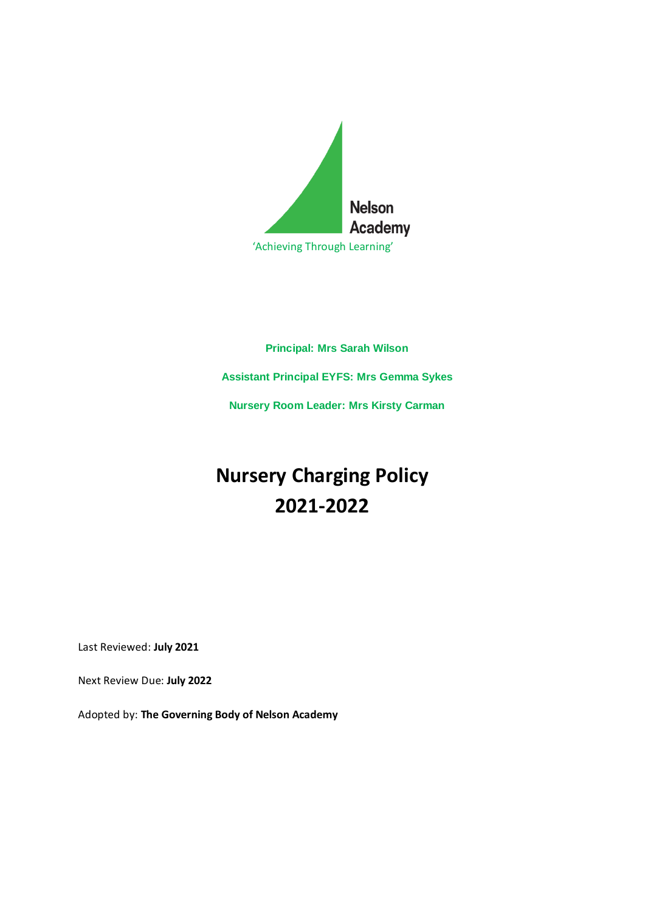Nelson Academy

'Achieving Through Learning'

**Principal: Mrs Sarah Wilson**

**Assistant Principal EYFS: Mrs Gemma Sykes**

**Nursery Room Leader: Mrs Kirsty Carman**

# Nursery Charging Policy 2021-2022

Last Reviewed: **July 2021**

Next Review Due: **July 2022**

Adopted by: **The Governing Body of Nelson Academy**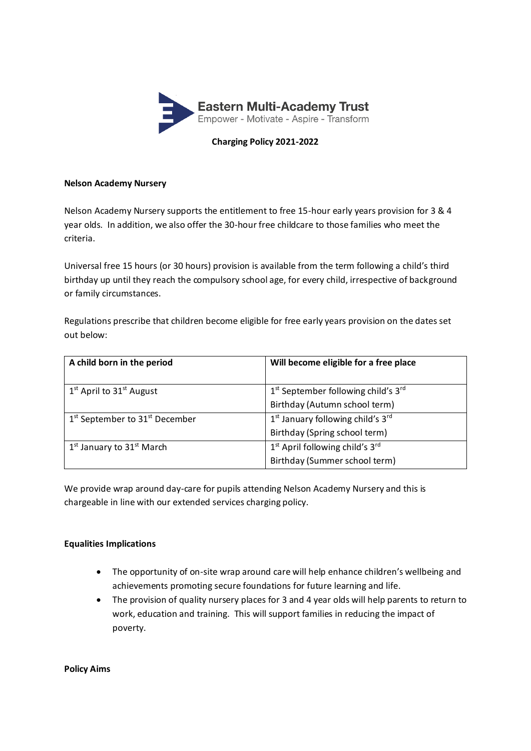Eastern Multi-Academy Trust

Empower - Motivate - Aspire - Transform

**Charging Policy 2021-2022**

**Nelson Academy Nursery**

Nelson Academy Nursery supports the entitlement to free 15-hour early years provision for 3 & 4 year olds. In addition, we also offer the 30-hour free childcare to those families who meet the criteria.

Universal free 15 hours (or 30 hours) provision is available from the term following a child's third birthday up until they reach the compulsory school age, for every child, irrespective of background or family circumstances.

Regulations prescribe that children become eligible for free early years provision on the dates set out below:

| A child born in the period | Will become eligible for a free place |
|---|---|
| 1st April to 31st August | 1st September following child's 3rd Birthday (Autumn school term) |
| 1st September to 31st December | 1st January following child's 3rd Birthday (Spring school term) |
| 1st January to 31st March | 1st April following child's 3rd Birthday (Summer school term) |

We provide wrap around day-care for pupils attending Nelson Academy Nursery and this is chargeable in line with our extended services charging policy.

**Equalities Implications**

- The opportunity of on-site wrap around care will help enhance children's wellbeing and achievements promoting secure foundations for future learning and life.
- The provision of quality nursery places for 3 and 4 year olds will help parents to return to work, education and training. This will support families in reducing the impact of poverty.

**Policy Aims**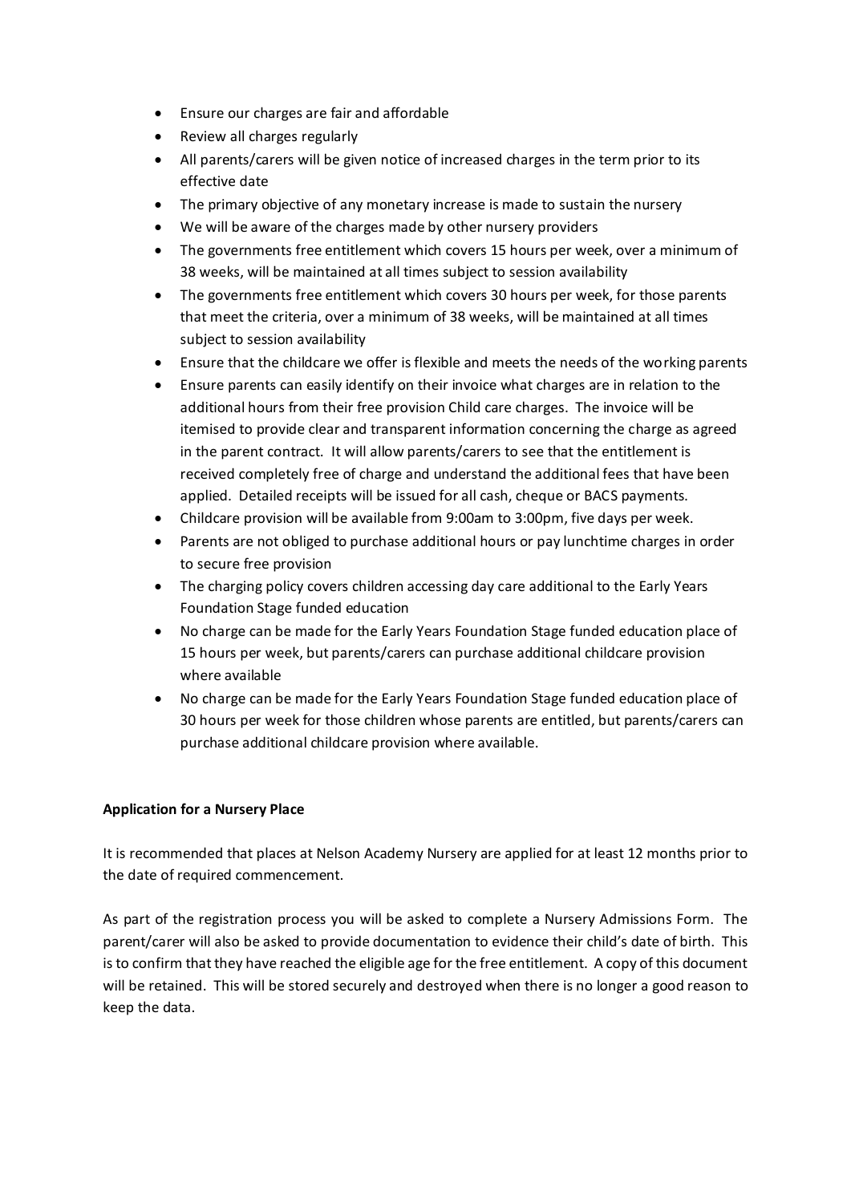- Ensure our charges are fair and affordable
- Review all charges regularly
- All parents/carers will be given notice of increased charges in the term prior to its effective date
- The primary objective of any monetary increase is made to sustain the nursery
- We will be aware of the charges made by other nursery providers
- The governments free entitlement which covers 15 hours per week, over a minimum of 38 weeks, will be maintained at all times subject to session availability
- The governments free entitlement which covers 30 hours per week, for those parents that meet the criteria, over a minimum of 38 weeks, will be maintained at all times subject to session availability
- Ensure that the childcare we offer is flexible and meets the needs of the working parents
- Ensure parents can easily identify on their invoice what charges are in relation to the additional hours from their free provision Child care charges. The invoice will be itemised to provide clear and transparent information concerning the charge as agreed in the parent contract. It will allow parents/carers to see that the entitlement is received completely free of charge and understand the additional fees that have been applied. Detailed receipts will be issued for all cash, cheque or BACS payments.
- Childcare provision will be available from 9:00am to 3:00pm, five days per week.
- Parents are not obliged to purchase additional hours or pay lunchtime charges in order to secure free provision
- The charging policy covers children accessing day care additional to the Early Years Foundation Stage funded education
- No charge can be made for the Early Years Foundation Stage funded education place of 15 hours per week, but parents/carers can purchase additional childcare provision where available
- No charge can be made for the Early Years Foundation Stage funded education place of 30 hours per week for those children whose parents are entitled, but parents/carers can purchase additional childcare provision where available.

**Application for a Nursery Place**

It is recommended that places at Nelson Academy Nursery are applied for at least 12 months prior to the date of required commencement.

As part of the registration process you will be asked to complete a Nursery Admissions Form. The parent/carer will also be asked to provide documentation to evidence their child's date of birth. This is to confirm that they have reached the eligible age for the free entitlement. A copy of this document will be retained. This will be stored securely and destroyed when there is no longer a good reason to keep the data.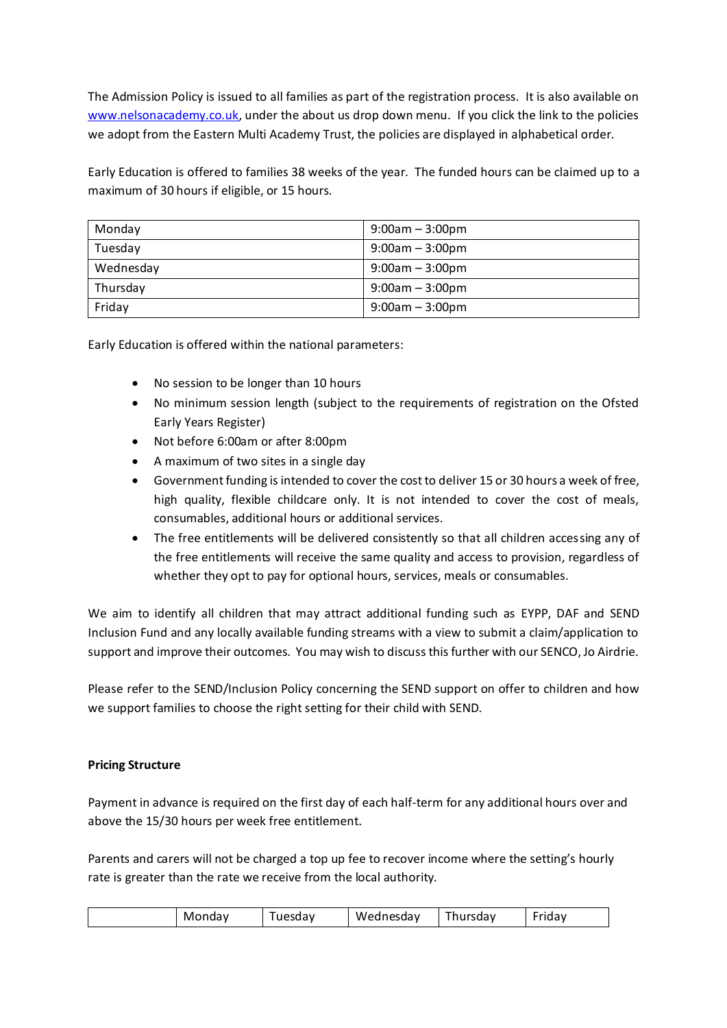The Admission Policy is issued to all families as part of the registration process. It is also available on [www.nelsonacademy.co.uk](http://www.nelsonacademy.co.uk), under the about us drop down menu. If you click the link to the policies we adopt from the Eastern Multi Academy Trust, the policies are displayed in alphabetical order.

Early Education is offered to families 38 weeks of the year. The funded hours can be claimed up to a maximum of 30 hours if eligible, or 15 hours.

| | |
|---|---|
| Monday | 9:00am – 3:00pm |
| Tuesday | 9:00am – 3:00pm |
| Wednesday | 9:00am – 3:00pm |
| Thursday | 9:00am – 3:00pm |
| Friday | 9:00am – 3:00pm |

Early Education is offered within the national parameters:

- No session to be longer than 10 hours
- No minimum session length (subject to the requirements of registration on the Ofsted Early Years Register)
- Not before 6:00am or after 8:00pm
- A maximum of two sites in a single day
- Government funding is intended to cover the cost to deliver 15 or 30 hours a week of free, high quality, flexible childcare only. It is not intended to cover the cost of meals, consumables, additional hours or additional services.
- The free entitlements will be delivered consistently so that all children accessing any of the free entitlements will receive the same quality and access to provision, regardless of whether they opt to pay for optional hours, services, meals or consumables.

We aim to identify all children that may attract additional funding such as EYPP, DAF and SEND Inclusion Fund and any locally available funding streams with a view to submit a claim/application to support and improve their outcomes. You may wish to discuss this further with our SENCO, Jo Airdrie.

Please refer to the SEND/Inclusion Policy concerning the SEND support on offer to children and how we support families to choose the right setting for their child with SEND.

**Pricing Structure**

Payment in advance is required on the first day of each half-term for any additional hours over and above the 15/30 hours per week free entitlement.

Parents and carers will not be charged a top up fee to recover income where the setting's hourly rate is greater than the rate we receive from the local authority.

| | Monday | Tuesday | Wednesday | Thursday | Friday |
|---|---|---|---|---|---|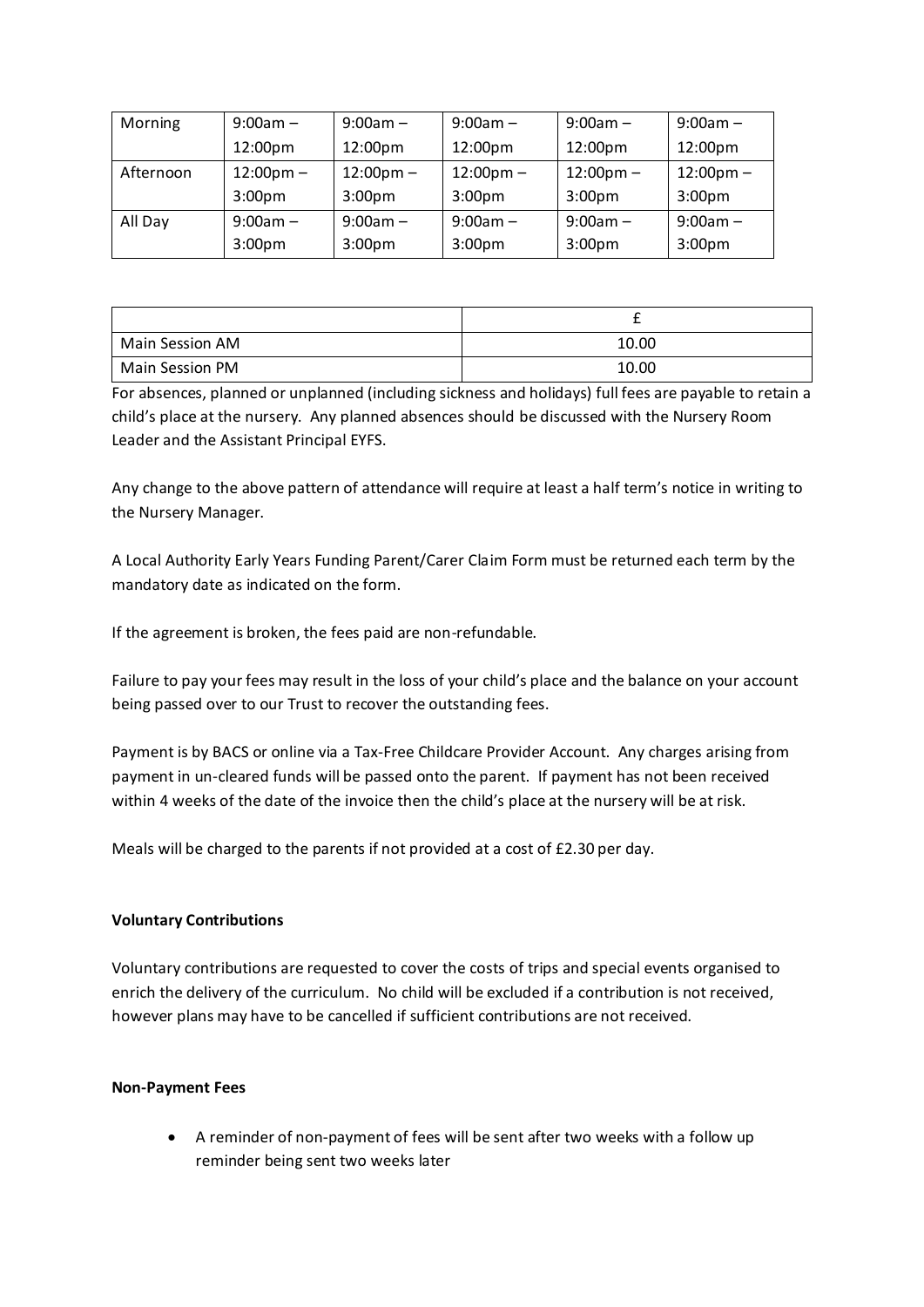| Morning | 9:00am – 12:00pm | 9:00am – 12:00pm | 9:00am – 12:00pm | 9:00am – 12:00pm | 9:00am – 12:00pm |
|---|---|---|---|---|---|
| Afternoon | 12:00pm – 3:00pm | 12:00pm – 3:00pm | 12:00pm – 3:00pm | 12:00pm – 3:00pm | 12:00pm – 3:00pm |
| All Day | 9:00am – 3:00pm | 9:00am – 3:00pm | 9:00am – 3:00pm | 9:00am – 3:00pm | 9:00am – 3:00pm |

| | £ |
|---|---|
| Main Session AM | 10.00 |
| Main Session PM | 10.00 |

For absences, planned or unplanned (including sickness and holidays) full fees are payable to retain a child's place at the nursery. Any planned absences should be discussed with the Nursery Room Leader and the Assistant Principal EYFS.

Any change to the above pattern of attendance will require at least a half term's notice in writing to the Nursery Manager.

A Local Authority Early Years Funding Parent/Carer Claim Form must be returned each term by the mandatory date as indicated on the form.

If the agreement is broken, the fees paid are non-refundable.

Failure to pay your fees may result in the loss of your child's place and the balance on your account being passed over to our Trust to recover the outstanding fees.

Payment is by BACS or online via a Tax-Free Childcare Provider Account. Any charges arising from payment in un-cleared funds will be passed onto the parent. If payment has not been received within 4 weeks of the date of the invoice then the child's place at the nursery will be at risk.

Meals will be charged to the parents if not provided at a cost of £2.30 per day.

**Voluntary Contributions**

Voluntary contributions are requested to cover the costs of trips and special events organised to enrich the delivery of the curriculum. No child will be excluded if a contribution is not received, however plans may have to be cancelled if sufficient contributions are not received.

**Non-Payment Fees**

- A reminder of non-payment of fees will be sent after two weeks with a follow up reminder being sent two weeks later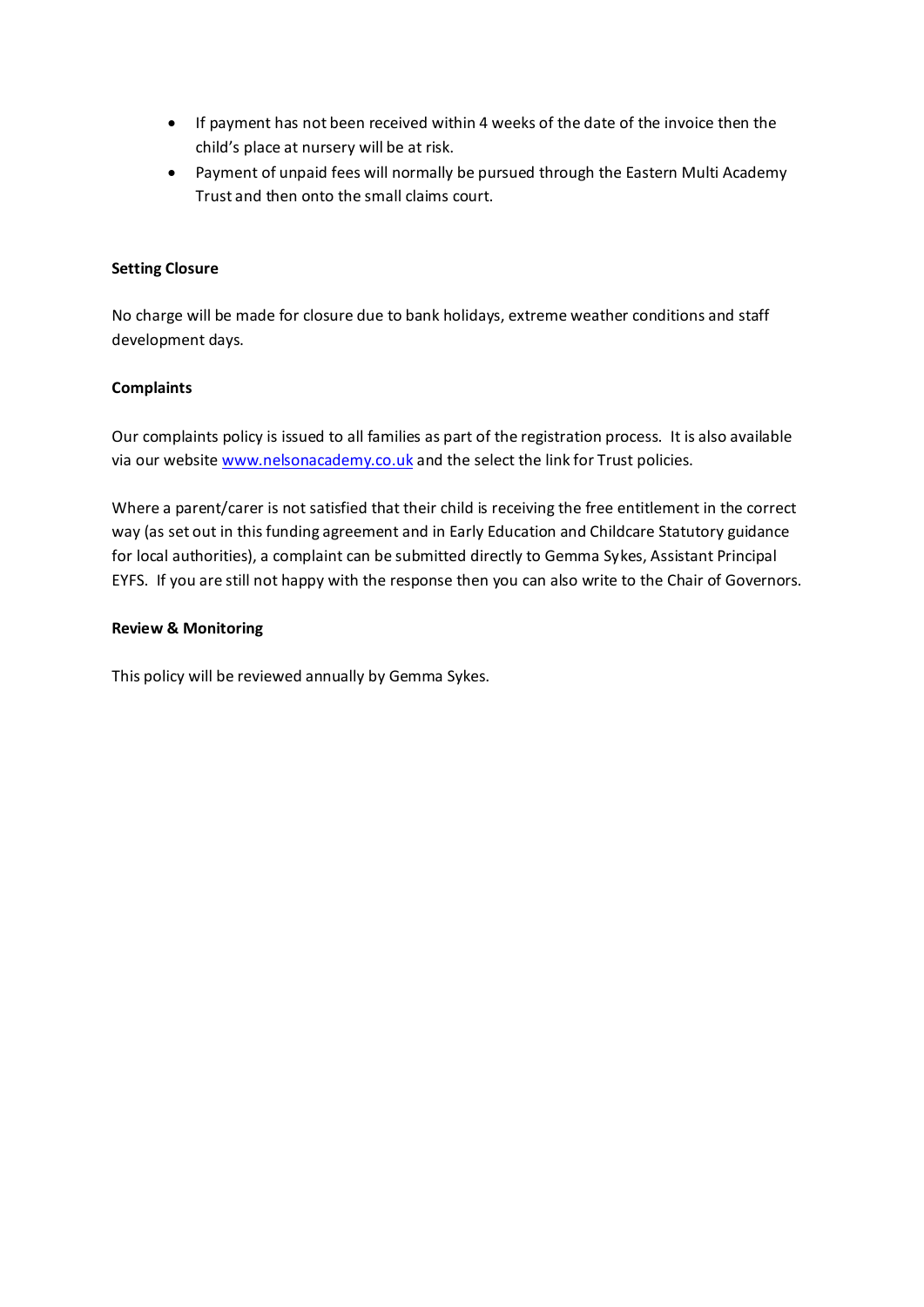- If payment has not been received within 4 weeks of the date of the invoice then the child's place at nursery will be at risk.
- Payment of unpaid fees will normally be pursued through the Eastern Multi Academy Trust and then onto the small claims court.

**Setting Closure**

No charge will be made for closure due to bank holidays, extreme weather conditions and staff development days.

**Complaints**

Our complaints policy is issued to all families as part of the registration process. It is also available via our website [www.nelsonacademy.co.uk](http://www.nelsonacademy.co.uk) and the select the link for Trust policies.

Where a parent/carer is not satisfied that their child is receiving the free entitlement in the correct way (as set out in this funding agreement and in Early Education and Childcare Statutory guidance for local authorities), a complaint can be submitted directly to Gemma Sykes, Assistant Principal EYFS. If you are still not happy with the response then you can also write to the Chair of Governors.

**Review & Monitoring**

This policy will be reviewed annually by Gemma Sykes.